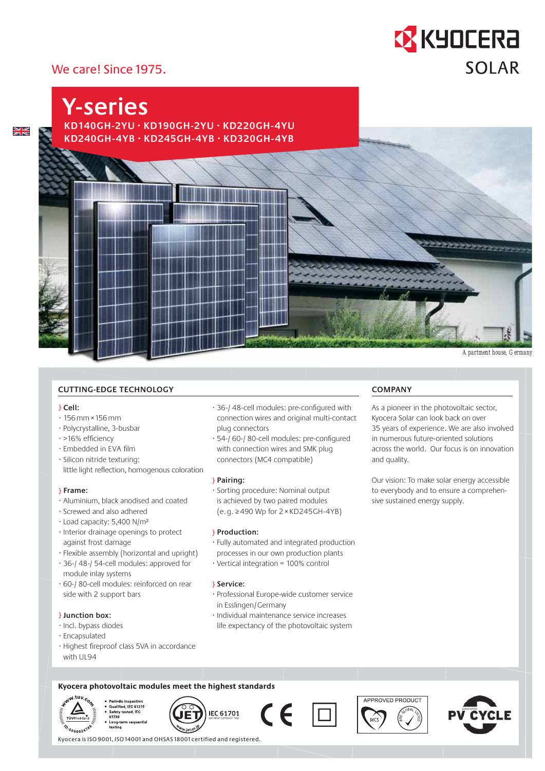We care! Since 1975.

KYOCERA SOLAR

# Y-series

**KD140GH-2YU · KD190GH-2YU · KD220GH-4YU**
**KD240GH-4YB · KD245GH-4YB · KD320GH-4YB**

*Apartment house, Germany*

## CUTTING-EDGE TECHNOLOGY

**} Cell:**
- 156 mm × 156 mm
- Polycrystalline, 3-busbar
- >16% efficiency
- Embedded in EVA film
- Silicon nitride texturing: little light reflection, homogenous coloration

**} Frame:**
- Aluminium, black anodised and coated
- Screwed and also adhered
- Load capacity: 5,400 N/m²
- Interior drainage openings to protect against frost damage
- Flexible assembly (horizontal and upright)
- 36-/ 48-/ 54-cell modules: approved for module inlay systems
- 60-/ 80-cell modules: reinforced on rear side with 2 support bars

**} Junction box:**
- Incl. bypass diodes
- Encapsulated
- Highest fireproof class 5VA in accordance with UL94
- 36-/ 48-cell modules: pre-configured with connection wires and original multi-contact plug connectors
- 54-/ 60-/ 80-cell modules: pre-configured with connection wires and SMK plug connectors (MC4 compatible)

**} Pairing:**
- Sorting procedure: Nominal output is achieved by two paired modules (e.g. ≥490 Wp for 2 × KD245GH-4YB)

**} Production:**
- Fully automated and integrated production processes in our own production plants
- Vertical integration = 100% control

**} Service:**
- Professional Europe-wide customer service in Esslingen/Germany
- Individual maintenance service increases life expectancy of the photovoltaic system

## COMPANY

As a pioneer in the photovoltaic sector, Kyocera Solar can look back on over 35 years of experience. We are also involved in numerous future-oriented solutions across the world. Our focus is on innovation and quality.

Our vision: To make solar energy accessible to everybody and to ensure a comprehensive sustained energy supply.

**Kyocera photovoltaic modules meet the highest standards**

- Periodic inspection
- Qualified, IEC 61215
- Safety tested, IEC 61730
- Long-term sequential testing

IEC 61701 Salt Mist Corrosion Test

APPROVED PRODUCT

PV CYCLE

Kyocera is ISO 9001, ISO 14001 and OHSAS 18001 certified and registered.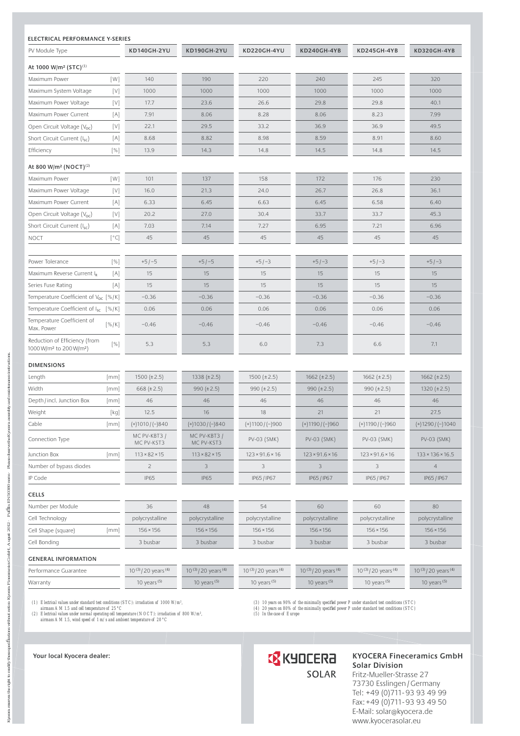## ELECTRICAL PERFORMANCE Y-SERIES

| PV Module Type | | KD140GH-2YU | KD190GH-2YU | KD220GH-4YU | KD240GH-4YB | KD245GH-4YB | KD320GH-4YB |
|---|---|---|---|---|---|---|---|
| **At 1000 W/m² (STC)**[1] | | | | | | | |
| Maximum Power | [W] | 140 | 190 | 220 | 240 | 245 | 320 |
| Maximum System Voltage | [V] | 1000 | 1000 | 1000 | 1000 | 1000 | 1000 |
| Maximum Power Voltage | [V] | 17.7 | 23.6 | 26.6 | 29.8 | 29.8 | 40.1 |
| Maximum Power Current | [A] | 7.91 | 8.06 | 8.28 | 8.06 | 8.23 | 7.99 |
| Open Circuit Voltage ($V_{OC}$) | [V] | 22.1 | 29.5 | 33.2 | 36.9 | 36.9 | 49.5 |
| Short Circuit Current ($I_{SC}$) | [A] | 8.68 | 8.82 | 8.98 | 8.59 | 8.91 | 8.60 |
| Efficiency | [%] | 13.9 | 14.3 | 14.8 | 14.5 | 14.8 | 14.5 |
| **At 800 W/m² (NOCT)**[2] | | | | | | | |
| Maximum Power | [W] | 101 | 137 | 158 | 172 | 176 | 230 |
| Maximum Power Voltage | [V] | 16.0 | 21.3 | 24.0 | 26.7 | 26.8 | 36.1 |
| Maximum Power Current | [A] | 6.33 | 6.45 | 6.63 | 6.45 | 6.58 | 6.40 |
| Open Circuit Voltage ($V_{OC}$) | [V] | 20.2 | 27.0 | 30.4 | 33.7 | 33.7 | 45.3 |
| Short Circuit Current ($I_{SC}$) | [A] | 7.03 | 7.14 | 7.27 | 6.95 | 7.21 | 6.96 |
| NOCT | [°C] | 45 | 45 | 45 | 45 | 45 | 45 |
| Power Tolerance | [%] | +5 / −5 | +5 / −5 | +5 / −3 | +5 / −3 | +5 / −3 | +5 / −3 |
| Maximum Reverse Current $I_R$ | [A] | 15 | 15 | 15 | 15 | 15 | 15 |
| Series Fuse Rating | [A] | 15 | 15 | 15 | 15 | 15 | 15 |
| Temperature Coefficient of $V_{OC}$ | [%/K] | −0.36 | −0.36 | −0.36 | −0.36 | −0.36 | −0.36 |
| Temperature Coefficient of $I_{SC}$ | [%/K] | 0.06 | 0.06 | 0.06 | 0.06 | 0.06 | 0.06 |
| Temperature Coefficient of Max. Power | [%/K] | −0.46 | −0.46 | −0.46 | −0.46 | −0.46 | −0.46 |
| Reduction of Efficiency (from 1000 W/m² to 200 W/m²) | [%] | 5.3 | 5.3 | 6.0 | 7.3 | 6.6 | 7.1 |
| **DIMENSIONS** | | | | | | | |
| Length | [mm] | 1500 (±2.5) | 1338 (±2.5) | 1500 (±2.5) | 1662 (±2.5) | 1662 (±2.5) | 1662 (±2.5) |
| Width | [mm] | 668 (±2.5) | 990 (±2.5) | 990 (±2.5) | 990 (±2.5) | 990 (±2.5) | 1320 (±2.5) |
| Depth / incl. Junction Box | [mm] | 46 | 46 | 46 | 46 | 46 | 46 |
| Weight | [kg] | 12.5 | 16 | 18 | 21 | 21 | 27.5 |
| Cable | [mm] | (+)1010 / (−)840 | (+)1030 / (−)840 | (+)1100 / (−)900 | (+)1190 / (−)960 | (+)1190 / (−)960 | (+)1290 / (−)1040 |
| Connection Type | | MC PV-KBT3 / MC PV-KST3 | MC PV-KBT3 / MC PV-KST3 | PV-03 (SMK) | PV-03 (SMK) | PV-03 (SMK) | PV-03 (SMK) |
| Junction Box | [mm] | 113 × 82 × 15 | 113 × 82 × 15 | 123 × 91.6 × 16 | 123 × 91.6 × 16 | 123 × 91.6 × 16 | 133 × 136 × 16.5 |
| Number of bypass diodes | | 2 | 3 | 3 | 3 | 3 | 4 |
| IP Code | | IP65 | IP65 | IP65 / IP67 | IP65 / IP67 | IP65 / IP67 | IP65 / IP67 |
| **CELLS** | | | | | | | |
| Number per Module | | 36 | 48 | 54 | 60 | 60 | 80 |
| Cell Technology | | polycrystalline | polycrystalline | polycrystalline | polycrystalline | polycrystalline | polycrystalline |
| Cell Shape (square) | [mm] | 156 × 156 | 156 × 156 | 156 × 156 | 156 × 156 | 156 × 156 | 156 × 156 |
| Cell Bonding | | 3 busbar | 3 busbar | 3 busbar | 3 busbar | 3 busbar | 3 busbar |
| **GENERAL INFORMATION** | | | | | | | |
| Performance Guarantee | | 10[3] / 20 years[4] | 10[3] / 20 years[4] | 10[3] / 20 years[4] | 10[3] / 20 years[4] | 10[3] / 20 years[4] | 10[3] / 20 years[4] |
| Warranty | | 10 years[5] | 10 years[5] | 10 years[5] | 10 years[5] | 10 years[5] | 10 years[5] |

(1) Electrical values under standard test conditions (STC): irradiation of 1000 W/m², airmass AM 1.5 and cell temperature of 25 °C
(2) Electrical values under normal operating cell temperature (NOCT): irradiation of 800 W/m², airmass AM 1.5, wind speed of 1 m/s and ambient temperature of 20 °C
(3) 10 years on 90% of the minimally specified power P under standard test conditions (STC)
(4) 20 years on 80% of the minimally specified power P under standard test conditions (STC)
(5) In the case of Europe

Your local Kyocera dealer:

KYOCERA SOLAR

**KYOCERA Fineceramics GmbH**
**Solar Division**
Fritz-Mueller-Strasse 27
73730 Esslingen / Germany
Tel: +49 (0)711-93 93 49 99
Fax: +49 (0)711-93 93 49 50
E-Mail: solar@kyocera.de
www.kyocerasolar.eu

Kyocera reserves the right to modify these specifications without notice. Kyocera Fineceramics GmbH, August 2012 · Fulfils EN50380 norm · Please observe the Kyocera assembly and maintenance instructions.